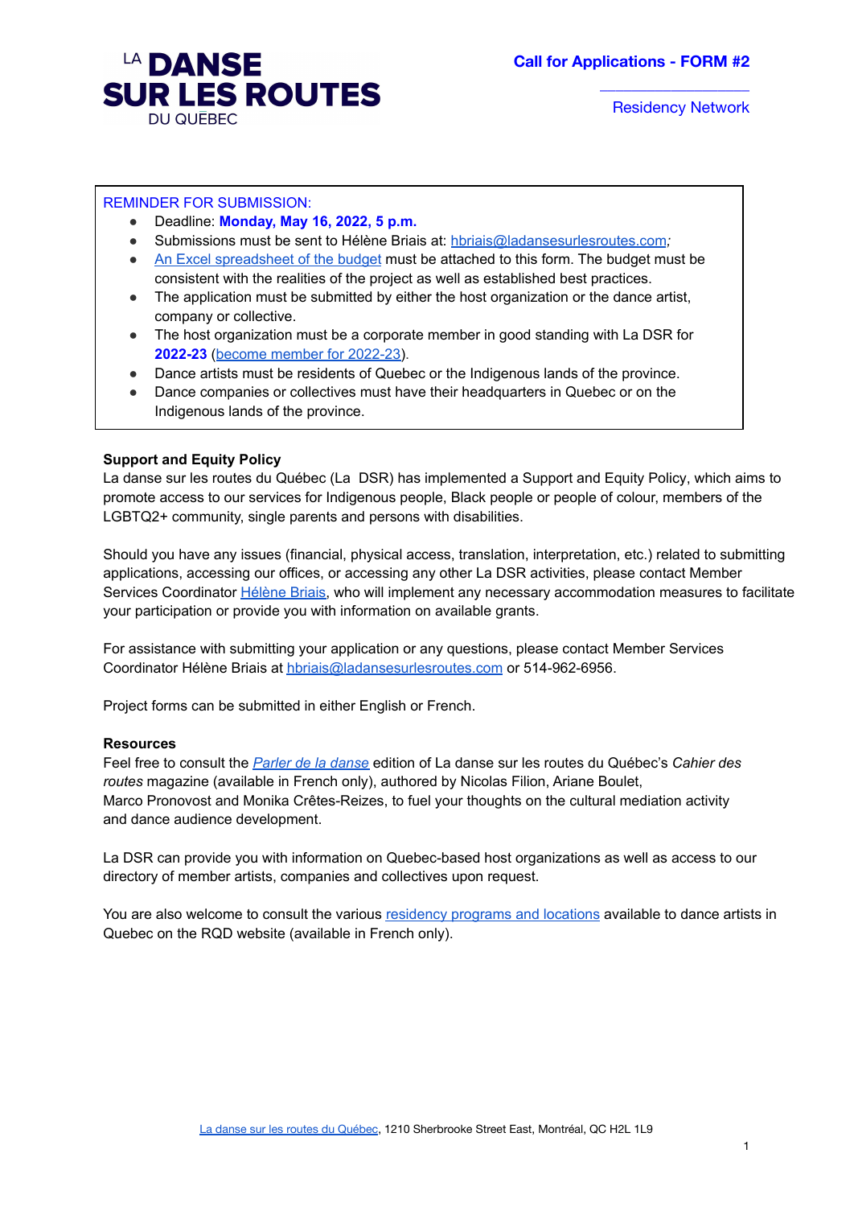# LA DANSE SUR LES ROUTES DU QUÉBEC

**Call for Applications - FORM #2**

Residency Network

REMINDER FOR SUBMISSION:

- Deadline: **Monday, May 16, 2022, 5 p.m.**
- Submissions must be sent to Hélène Briais at: hbriais@ladansesurlesroutes.com;
- An Excel spreadsheet of the budget must be attached to this form. The budget must be consistent with the realities of the project as well as established best practices.
- The application must be submitted by either the host organization or the dance artist, company or collective.
- The host organization must be a corporate member in good standing with La DSR for **2022-23** (become member for 2022-23).
- Dance artists must be residents of Quebec or the Indigenous lands of the province.
- Dance companies or collectives must have their headquarters in Quebec or on the Indigenous lands of the province.

**Support and Equity Policy**

La danse sur les routes du Québec (La DSR) has implemented a Support and Equity Policy, which aims to promote access to our services for Indigenous people, Black people or people of colour, members of the LGBTQ2+ community, single parents and persons with disabilities.

Should you have any issues (financial, physical access, translation, interpretation, etc.) related to submitting applications, accessing our offices, or accessing any other La DSR activities, please contact Member Services Coordinator Hélène Briais, who will implement any necessary accommodation measures to facilitate your participation or provide you with information on available grants.

For assistance with submitting your application or any questions, please contact Member Services Coordinator Hélène Briais at hbriais@ladansesurlesroutes.com or 514-962-6956.

Project forms can be submitted in either English or French.

**Resources**

Feel free to consult the *Parler de la danse* edition of La danse sur les routes du Québec's *Cahier des routes* magazine (available in French only), authored by Nicolas Filion, Ariane Boulet, Marco Pronovost and Monika Crêtes-Reizes, to fuel your thoughts on the cultural mediation activity and dance audience development.

La DSR can provide you with information on Quebec-based host organizations as well as access to our directory of member artists, companies and collectives upon request.

You are also welcome to consult the various residency programs and locations available to dance artists in Quebec on the RQD website (available in French only).

La danse sur les routes du Québec, 1210 Sherbrooke Street East, Montréal, QC H2L 1L9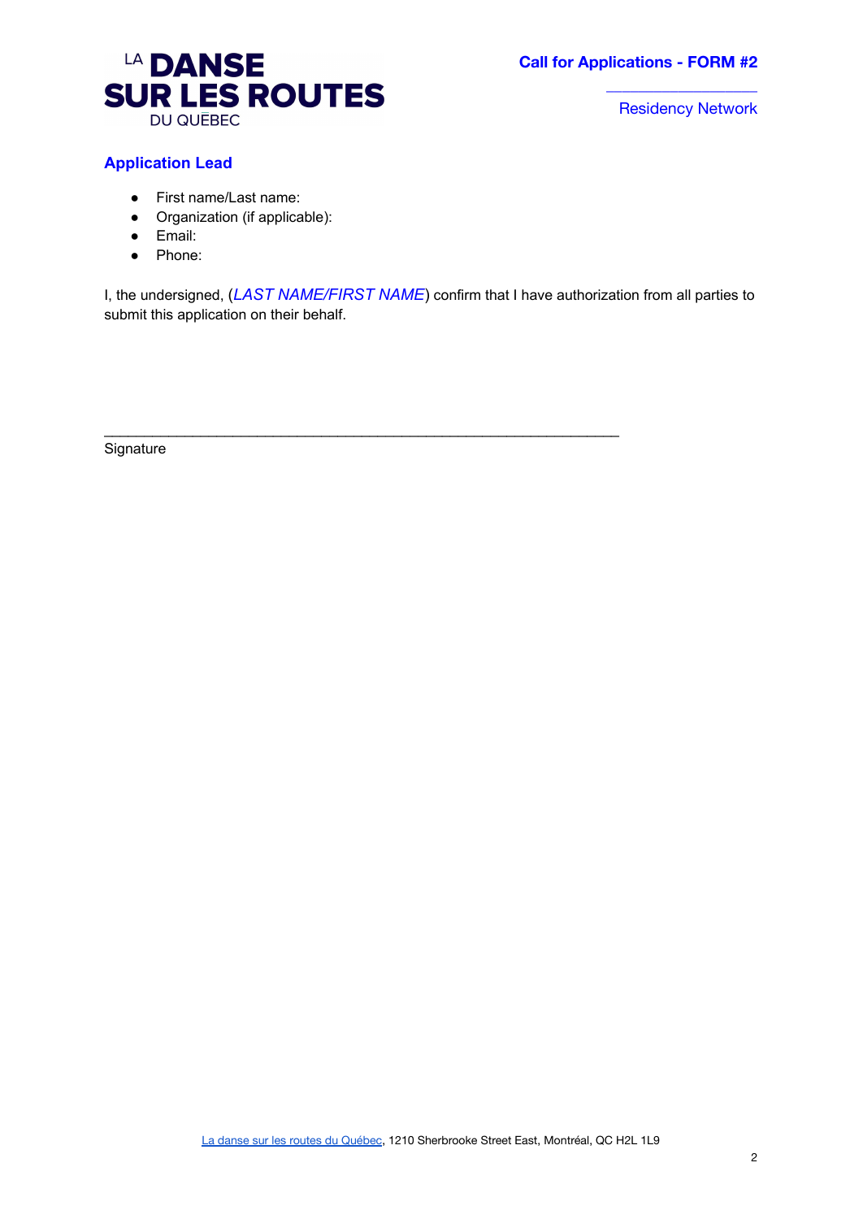## Application Lead

- First name/Last name:
- Organization (if applicable):
- Email:
- Phone:

I, the undersigned, (*LAST NAME/FIRST NAME*) confirm that I have authorization from all parties to submit this application on their behalf.

_______________________________________________________________

Signature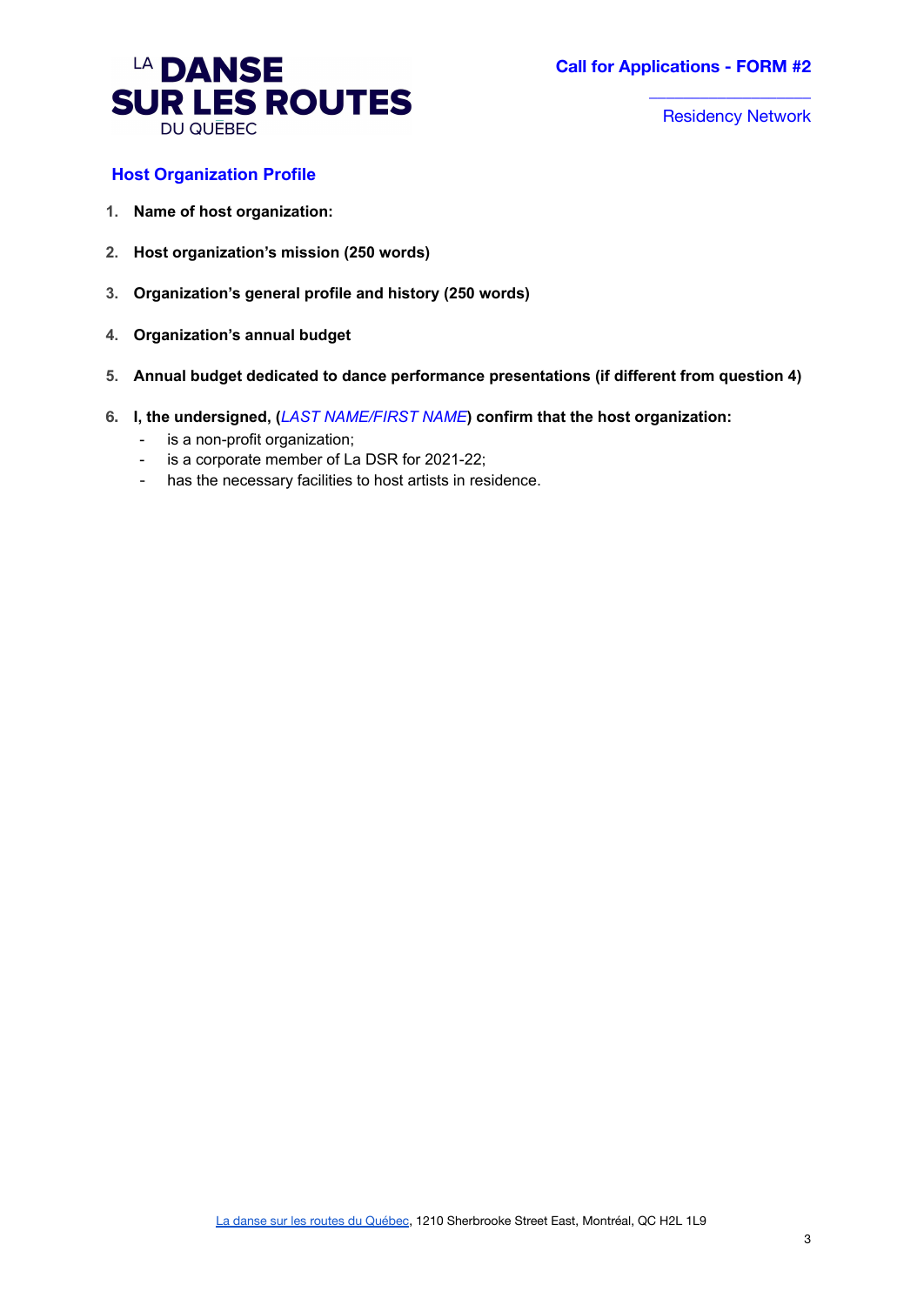LA DANSE SUR LES ROUTES DU QUÉBEC

**Call for Applications - FORM #2**

Residency Network

## Host Organization Profile

1. **Name of host organization:**

2. **Host organization's mission (250 words)**

3. **Organization's general profile and history (250 words)**

4. **Organization's annual budget**

5. **Annual budget dedicated to dance performance presentations (if different from question 4)**

6. **I, the undersigned, (*LAST NAME/FIRST NAME*) confirm that the host organization:**
   - is a non-profit organization;
   - is a corporate member of La DSR for 2021-22;
   - has the necessary facilities to host artists in residence.

[La danse sur les routes du Québec](), 1210 Sherbrooke Street East, Montréal, QC H2L 1L9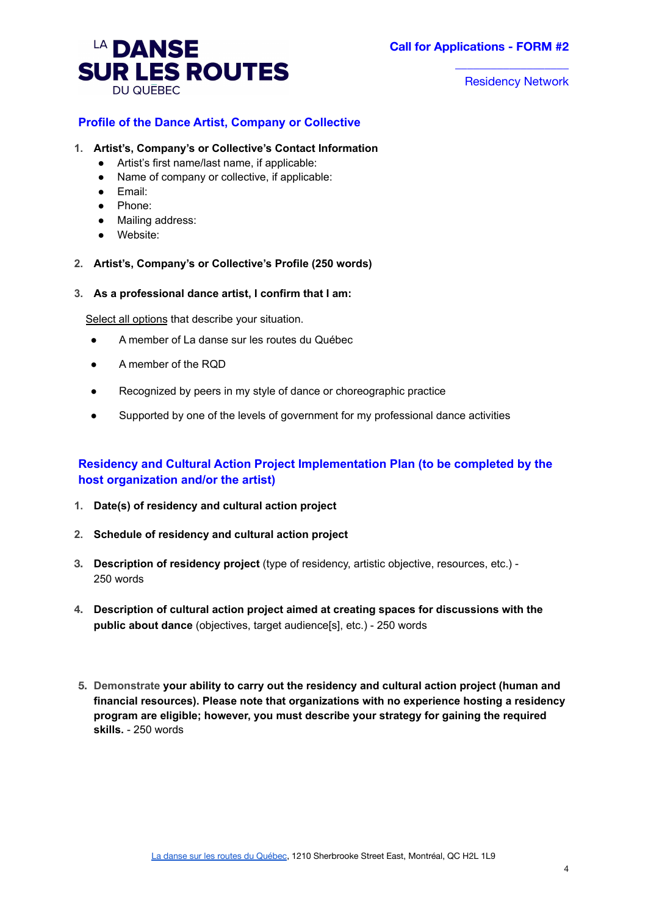LA DANSE SUR LES ROUTES DU QUÉBEC

**Call for Applications - FORM #2**

Residency Network

## Profile of the Dance Artist, Company or Collective

1. **Artist's, Company's or Collective's Contact Information**
   - Artist's first name/last name, if applicable:
   - Name of company or collective, if applicable:
   - Email:
   - Phone:
   - Mailing address:
   - Website:

2. **Artist's, Company's or Collective's Profile (250 words)**

3. **As a professional dance artist, I confirm that I am:**

Select all options that describe your situation.

- A member of La danse sur les routes du Québec
- A member of the RQD
- Recognized by peers in my style of dance or choreographic practice
- Supported by one of the levels of government for my professional dance activities

## Residency and Cultural Action Project Implementation Plan (to be completed by the host organization and/or the artist)

1. **Date(s) of residency and cultural action project**

2. **Schedule of residency and cultural action project**

3. **Description of residency project** (type of residency, artistic objective, resources, etc.) - 250 words

4. **Description of cultural action project aimed at creating spaces for discussions with the public about dance** (objectives, target audience[s], etc.) - 250 words

5. **Demonstrate your ability to carry out the residency and cultural action project (human and financial resources). Please note that organizations with no experience hosting a residency program are eligible; however, you must describe your strategy for gaining the required skills.** - 250 words

La danse sur les routes du Québec, 1210 Sherbrooke Street East, Montréal, QC H2L 1L9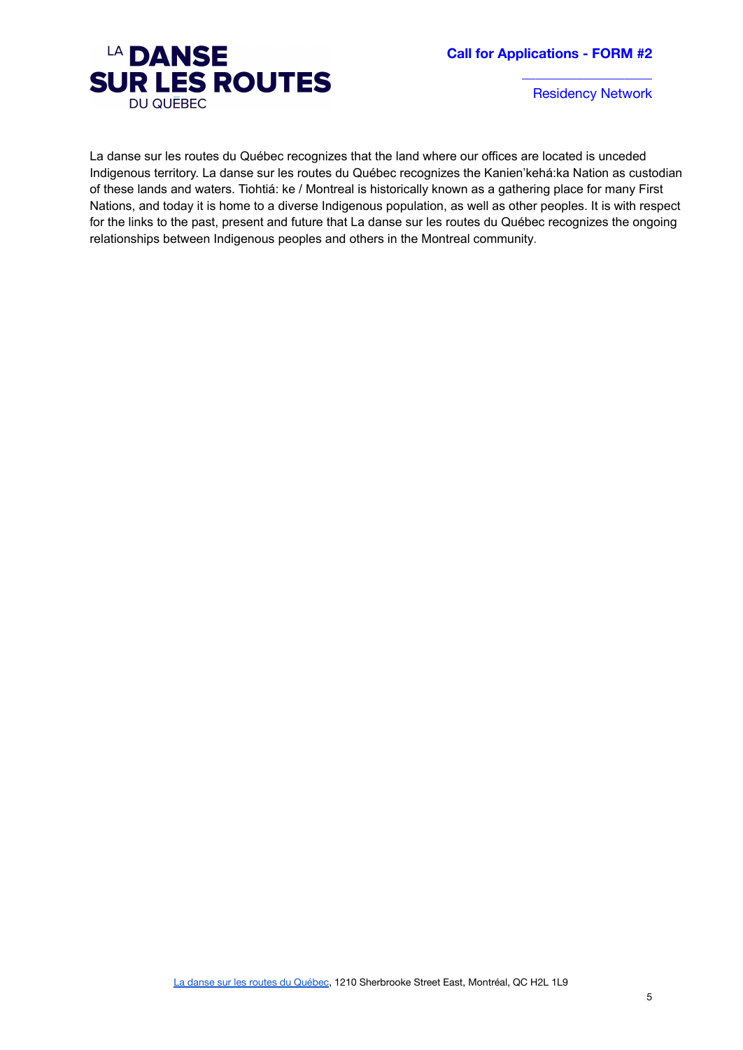La danse sur les routes du Québec recognizes that the land where our offices are located is unceded Indigenous territory. La danse sur les routes du Québec recognizes the Kanien'kehá:ka Nation as custodian of these lands and waters. Tiohtiá: ke / Montreal is historically known as a gathering place for many First Nations, and today it is home to a diverse Indigenous population, as well as other peoples. It is with respect for the links to the past, present and future that La danse sur les routes du Québec recognizes the ongoing relationships between Indigenous peoples and others in the Montreal community.